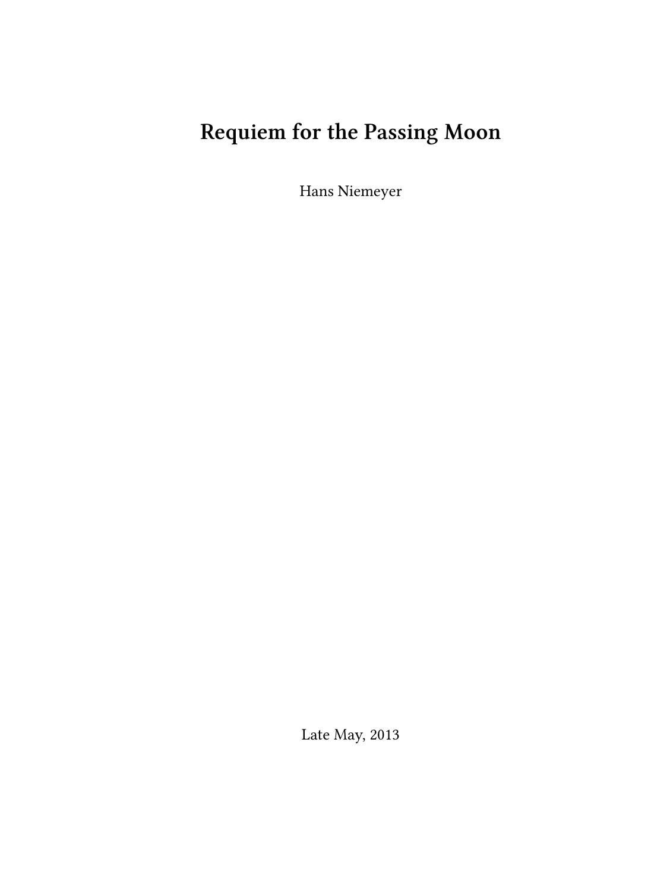# Requiem for the Passing Moon

Hans Niemeyer

Late May, 2013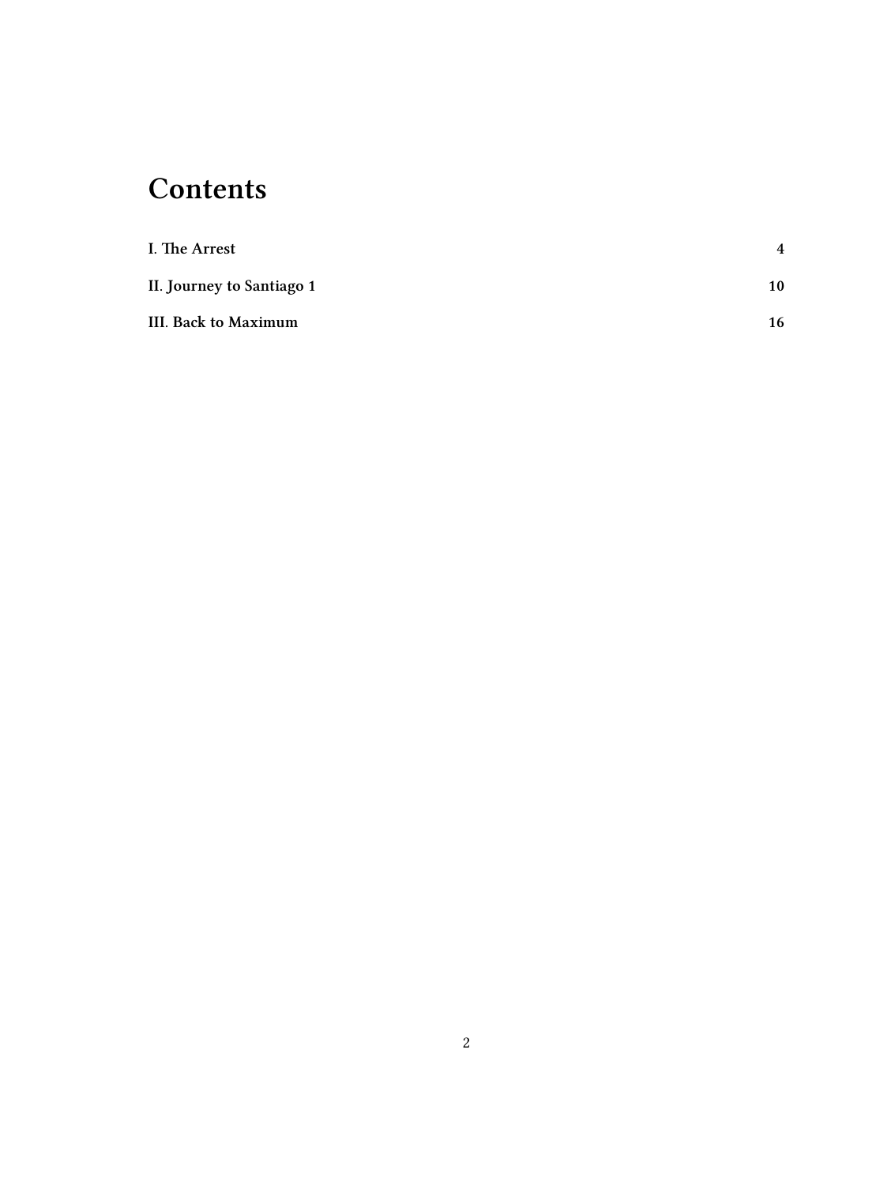# Contents

**I. The Arrest** **4**

**II. Journey to Santiago 1** **10**

**III. Back to Maximum** **16**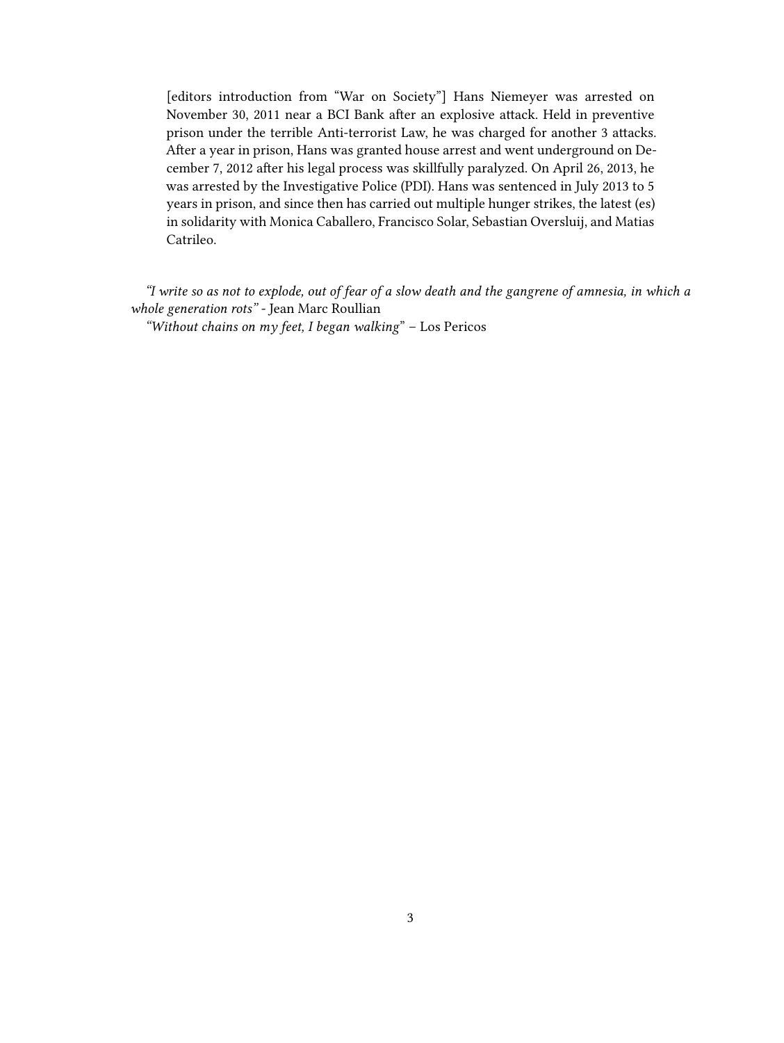> [editors introduction from "War on Society"] Hans Niemeyer was arrested on November 30, 2011 near a BCI Bank after an explosive attack. Held in preventive prison under the terrible Anti-terrorist Law, he was charged for another 3 attacks. After a year in prison, Hans was granted house arrest and went underground on December 7, 2012 after his legal process was skillfully paralyzed. On April 26, 2013, he was arrested by the Investigative Police (PDI). Hans was sentenced in July 2013 to 5 years in prison, and since then has carried out multiple hunger strikes, the latest (es) in solidarity with Monica Caballero, Francisco Solar, Sebastian Oversluij, and Matias Catrileo.

*"I write so as not to explode, out of fear of a slow death and the gangrene of amnesia, in which a whole generation rots"* - Jean Marc Roullian

*"Without chains on my feet, I began walking"* – Los Pericos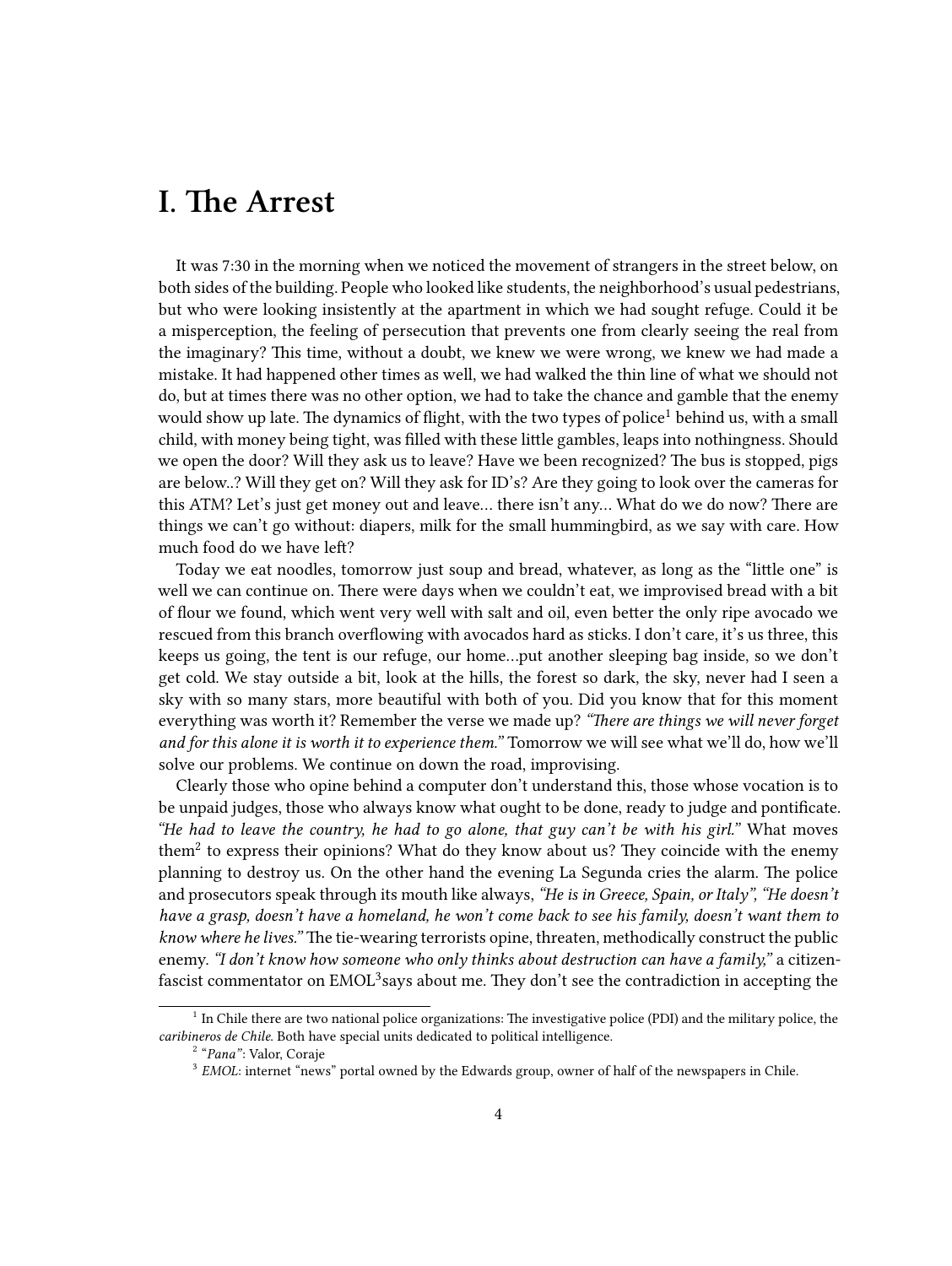# I. The Arrest

It was 7:30 in the morning when we noticed the movement of strangers in the street below, on both sides of the building. People who looked like students, the neighborhood's usual pedestrians, but who were looking insistently at the apartment in which we had sought refuge. Could it be a misperception, the feeling of persecution that prevents one from clearly seeing the real from the imaginary? This time, without a doubt, we knew we were wrong, we knew we had made a mistake. It had happened other times as well, we had walked the thin line of what we should not do, but at times there was no other option, we had to take the chance and gamble that the enemy would show up late. The dynamics of flight, with the two types of police[1] behind us, with a small child, with money being tight, was filled with these little gambles, leaps into nothingness. Should we open the door? Will they ask us to leave? Have we been recognized? The bus is stopped, pigs are below..? Will they get on? Will they ask for ID's? Are they going to look over the cameras for this ATM? Let's just get money out and leave… there isn't any… What do we do now? There are things we can't go without: diapers, milk for the small hummingbird, as we say with care. How much food do we have left?

Today we eat noodles, tomorrow just soup and bread, whatever, as long as the "little one" is well we can continue on. There were days when we couldn't eat, we improvised bread with a bit of flour we found, which went very well with salt and oil, even better the only ripe avocado we rescued from this branch overflowing with avocados hard as sticks. I don't care, it's us three, this keeps us going, the tent is our refuge, our home…put another sleeping bag inside, so we don't get cold. We stay outside a bit, look at the hills, the forest so dark, the sky, never had I seen a sky with so many stars, more beautiful with both of you. Did you know that for this moment everything was worth it? Remember the verse we made up? *"There are things we will never forget and for this alone it is worth it to experience them."* Tomorrow we will see what we'll do, how we'll solve our problems. We continue on down the road, improvising.

Clearly those who opine behind a computer don't understand this, those whose vocation is to be unpaid judges, those who always know what ought to be done, ready to judge and pontificate. *"He had to leave the country, he had to go alone, that guy can't be with his girl."* What moves them[2] to express their opinions? What do they know about us? They coincide with the enemy planning to destroy us. On the other hand the evening La Segunda cries the alarm. The police and prosecutors speak through its mouth like always, *"He is in Greece, Spain, or Italy", "He doesn't have a grasp, doesn't have a homeland, he won't come back to see his family, doesn't want them to know where he lives."* The tie-wearing terrorists opine, threaten, methodically construct the public enemy. *"I don't know how someone who only thinks about destruction can have a family,"* a citizen-fascist commentator on EMOL[3] says about me. They don't see the contradiction in accepting the

[1] In Chile there are two national police organizations: The investigative police (PDI) and the military police, the *caribineros de Chile*. Both have special units dedicated to political intelligence.

[2] "*Pana*": Valor, Coraje

[3] *EMOL*: internet "news" portal owned by the Edwards group, owner of half of the newspapers in Chile.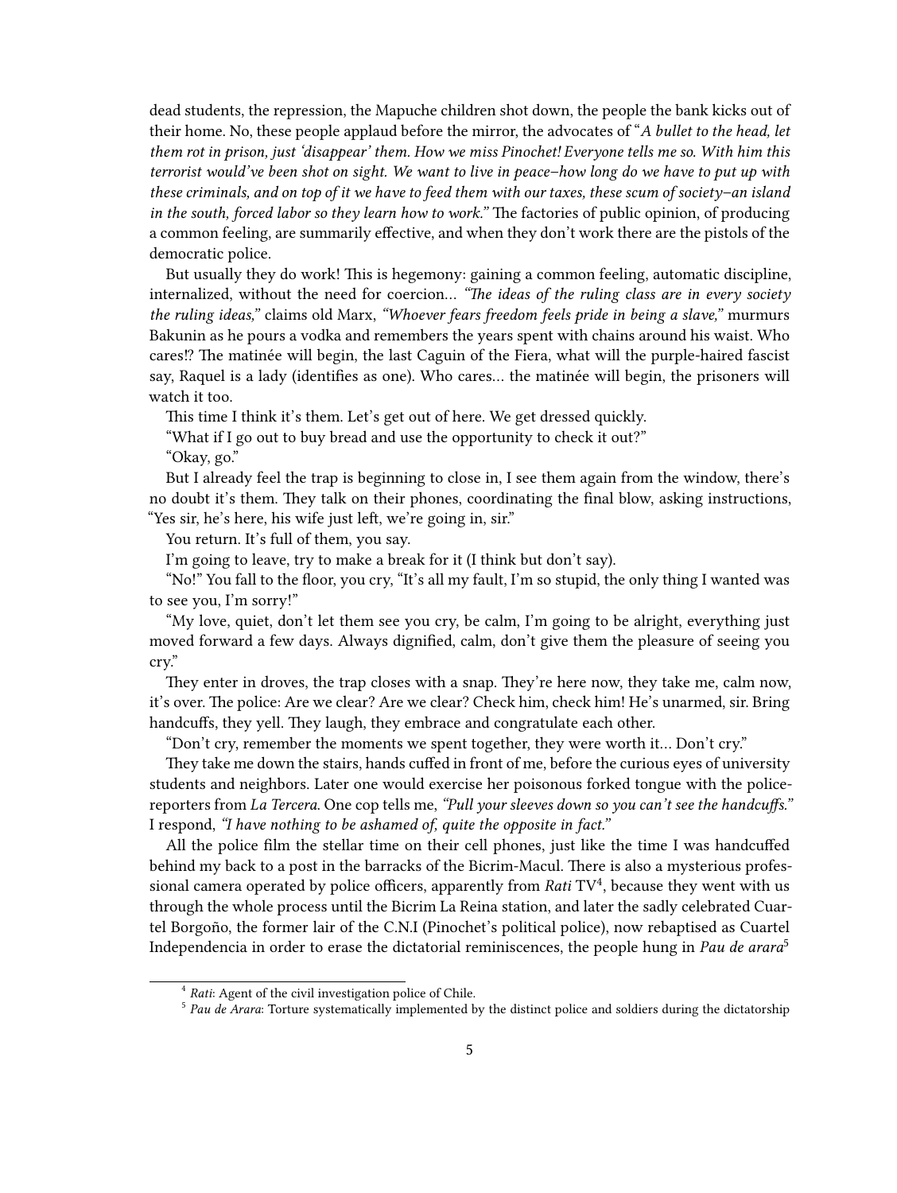dead students, the repression, the Mapuche children shot down, the people the bank kicks out of their home. No, these people applaud before the mirror, the advocates of "*A bullet to the head, let them rot in prison, just 'disappear' them. How we miss Pinochet! Everyone tells me so. With him this terrorist would've been shot on sight. We want to live in peace–how long do we have to put up with these criminals, and on top of it we have to feed them with our taxes, these scum of society–an island in the south, forced labor so they learn how to work.*" The factories of public opinion, of producing a common feeling, are summarily effective, and when they don't work there are the pistols of the democratic police.

But usually they do work! This is hegemony: gaining a common feeling, automatic discipline, internalized, without the need for coercion… *"The ideas of the ruling class are in every society the ruling ideas,"* claims old Marx, *"Whoever fears freedom feels pride in being a slave,"* murmurs Bakunin as he pours a vodka and remembers the years spent with chains around his waist. Who cares!? The matinée will begin, the last Caguin of the Fiera, what will the purple-haired fascist say, Raquel is a lady (identifies as one). Who cares… the matinée will begin, the prisoners will watch it too.

This time I think it's them. Let's get out of here. We get dressed quickly.

"What if I go out to buy bread and use the opportunity to check it out?"

"Okay, go."

But I already feel the trap is beginning to close in, I see them again from the window, there's no doubt it's them. They talk on their phones, coordinating the final blow, asking instructions, "Yes sir, he's here, his wife just left, we're going in, sir."

You return. It's full of them, you say.

I'm going to leave, try to make a break for it (I think but don't say).

"No!" You fall to the floor, you cry, "It's all my fault, I'm so stupid, the only thing I wanted was to see you, I'm sorry!"

"My love, quiet, don't let them see you cry, be calm, I'm going to be alright, everything just moved forward a few days. Always dignified, calm, don't give them the pleasure of seeing you cry."

They enter in droves, the trap closes with a snap. They're here now, they take me, calm now, it's over. The police: Are we clear? Are we clear? Check him, check him! He's unarmed, sir. Bring handcuffs, they yell. They laugh, they embrace and congratulate each other.

"Don't cry, remember the moments we spent together, they were worth it… Don't cry."

They take me down the stairs, hands cuffed in front of me, before the curious eyes of university students and neighbors. Later one would exercise her poisonous forked tongue with the police-reporters from *La Tercera*. One cop tells me, *"Pull your sleeves down so you can't see the handcuffs."* I respond, *"I have nothing to be ashamed of, quite the opposite in fact."*

All the police film the stellar time on their cell phones, just like the time I was handcuffed behind my back to a post in the barracks of the Bicrim-Macul. There is also a mysterious professional camera operated by police officers, apparently from *Rati* TV[4], because they went with us through the whole process until the Bicrim La Reina station, and later the sadly celebrated Cuartel Borgoño, the former lair of the C.N.I (Pinochet's political police), now rebaptised as Cuartel Independencia in order to erase the dictatorial reminiscences, the people hung in *Pau de arara*[5]

[4] *Rati*: Agent of the civil investigation police of Chile.

[5] *Pau de Arara*: Torture systematically implemented by the distinct police and soldiers during the dictatorship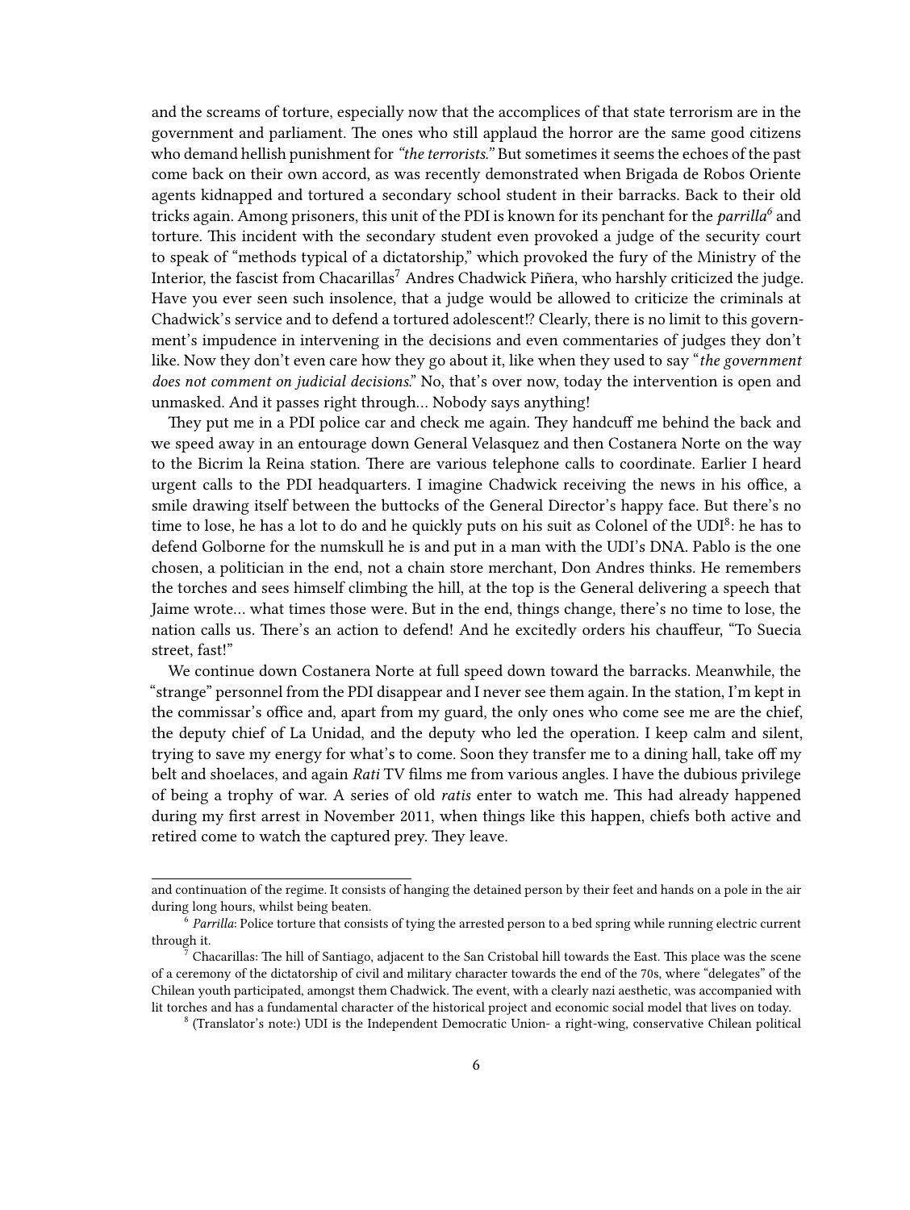and the screams of torture, especially now that the accomplices of that state terrorism are in the government and parliament. The ones who still applaud the horror are the same good citizens who demand hellish punishment for *"the terrorists."* But sometimes it seems the echoes of the past come back on their own accord, as was recently demonstrated when Brigada de Robos Oriente agents kidnapped and tortured a secondary school student in their barracks. Back to their old tricks again. Among prisoners, this unit of the PDI is known for its penchant for the *parrilla*[6] and torture. This incident with the secondary student even provoked a judge of the security court to speak of "methods typical of a dictatorship," which provoked the fury of the Ministry of the Interior, the fascist from Chacarillas[7] Andres Chadwick Piñera, who harshly criticized the judge. Have you ever seen such insolence, that a judge would be allowed to criticize the criminals at Chadwick's service and to defend a tortured adolescent!? Clearly, there is no limit to this government's impudence in intervening in the decisions and even commentaries of judges they don't like. Now they don't even care how they go about it, like when they used to say "*the government does not comment on judicial decisions*." No, that's over now, today the intervention is open and unmasked. And it passes right through… Nobody says anything!

They put me in a PDI police car and check me again. They handcuff me behind the back and we speed away in an entourage down General Velasquez and then Costanera Norte on the way to the Bicrim la Reina station. There are various telephone calls to coordinate. Earlier I heard urgent calls to the PDI headquarters. I imagine Chadwick receiving the news in his office, a smile drawing itself between the buttocks of the General Director's happy face. But there's no time to lose, he has a lot to do and he quickly puts on his suit as Colonel of the UDI[8]: he has to defend Golborne for the numskull he is and put in a man with the UDI's DNA. Pablo is the one chosen, a politician in the end, not a chain store merchant, Don Andres thinks. He remembers the torches and sees himself climbing the hill, at the top is the General delivering a speech that Jaime wrote… what times those were. But in the end, things change, there's no time to lose, the nation calls us. There's an action to defend! And he excitedly orders his chauffeur, "To Suecia street, fast!"

We continue down Costanera Norte at full speed down toward the barracks. Meanwhile, the "strange" personnel from the PDI disappear and I never see them again. In the station, I'm kept in the commissar's office and, apart from my guard, the only ones who come see me are the chief, the deputy chief of La Unidad, and the deputy who led the operation. I keep calm and silent, trying to save my energy for what's to come. Soon they transfer me to a dining hall, take off my belt and shoelaces, and again *Rati* TV films me from various angles. I have the dubious privilege of being a trophy of war. A series of old *ratis* enter to watch me. This had already happened during my first arrest in November 2011, when things like this happen, chiefs both active and retired come to watch the captured prey. They leave.

---

and continuation of the regime. It consists of hanging the detained person by their feet and hands on a pole in the air during long hours, whilst being beaten.

[6] *Parrilla*: Police torture that consists of tying the arrested person to a bed spring while running electric current through it.

[7] Chacarillas: The hill of Santiago, adjacent to the San Cristobal hill towards the East. This place was the scene of a ceremony of the dictatorship of civil and military character towards the end of the 70s, where "delegates" of the Chilean youth participated, amongst them Chadwick. The event, with a clearly nazi aesthetic, was accompanied with lit torches and has a fundamental character of the historical project and economic social model that lives on today.

[8] (Translator's note:) UDI is the Independent Democratic Union- a right-wing, conservative Chilean political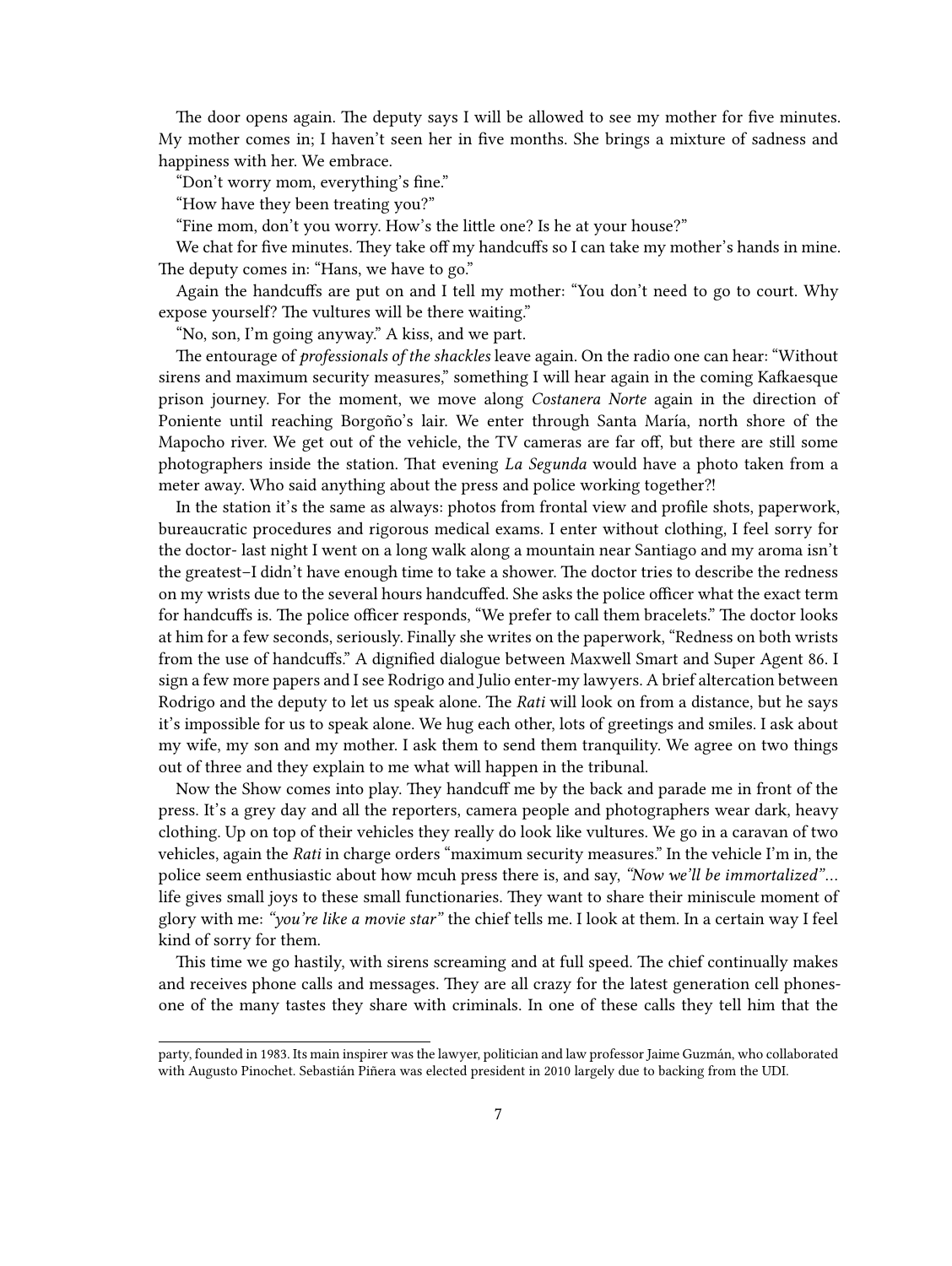The door opens again. The deputy says I will be allowed to see my mother for five minutes. My mother comes in; I haven't seen her in five months. She brings a mixture of sadness and happiness with her. We embrace.

"Don't worry mom, everything's fine."

"How have they been treating you?"

"Fine mom, don't you worry. How's the little one? Is he at your house?"

We chat for five minutes. They take off my handcuffs so I can take my mother's hands in mine. The deputy comes in: "Hans, we have to go."

Again the handcuffs are put on and I tell my mother: "You don't need to go to court. Why expose yourself? The vultures will be there waiting."

"No, son, I'm going anyway." A kiss, and we part.

The entourage of *professionals of the shackles* leave again. On the radio one can hear: "Without sirens and maximum security measures," something I will hear again in the coming Kafkaesque prison journey. For the moment, we move along *Costanera Norte* again in the direction of Poniente until reaching Borgoño's lair. We enter through Santa María, north shore of the Mapocho river. We get out of the vehicle, the TV cameras are far off, but there are still some photographers inside the station. That evening *La Segunda* would have a photo taken from a meter away. Who said anything about the press and police working together?!

In the station it's the same as always: photos from frontal view and profile shots, paperwork, bureaucratic procedures and rigorous medical exams. I enter without clothing, I feel sorry for the doctor- last night I went on a long walk along a mountain near Santiago and my aroma isn't the greatest–I didn't have enough time to take a shower. The doctor tries to describe the redness on my wrists due to the several hours handcuffed. She asks the police officer what the exact term for handcuffs is. The police officer responds, "We prefer to call them bracelets." The doctor looks at him for a few seconds, seriously. Finally she writes on the paperwork, "Redness on both wrists from the use of handcuffs." A dignified dialogue between Maxwell Smart and Super Agent 86. I sign a few more papers and I see Rodrigo and Julio enter-my lawyers. A brief altercation between Rodrigo and the deputy to let us speak alone. The *Rati* will look on from a distance, but he says it's impossible for us to speak alone. We hug each other, lots of greetings and smiles. I ask about my wife, my son and my mother. I ask them to send them tranquility. We agree on two things out of three and they explain to me what will happen in the tribunal.

Now the Show comes into play. They handcuff me by the back and parade me in front of the press. It's a grey day and all the reporters, camera people and photographers wear dark, heavy clothing. Up on top of their vehicles they really do look like vultures. We go in a caravan of two vehicles, again the *Rati* in charge orders "maximum security measures." In the vehicle I'm in, the police seem enthusiastic about how mcuh press there is, and say, *"Now we'll be immortalized"*… life gives small joys to these small functionaries. They want to share their miniscule moment of glory with me: *"you're like a movie star"* the chief tells me. I look at them. In a certain way I feel kind of sorry for them.

This time we go hastily, with sirens screaming and at full speed. The chief continually makes and receives phone calls and messages. They are all crazy for the latest generation cell phones-one of the many tastes they share with criminals. In one of these calls they tell him that the

---

party, founded in 1983. Its main inspirer was the lawyer, politician and law professor Jaime Guzmán, who collaborated with Augusto Pinochet. Sebastián Piñera was elected president in 2010 largely due to backing from the UDI.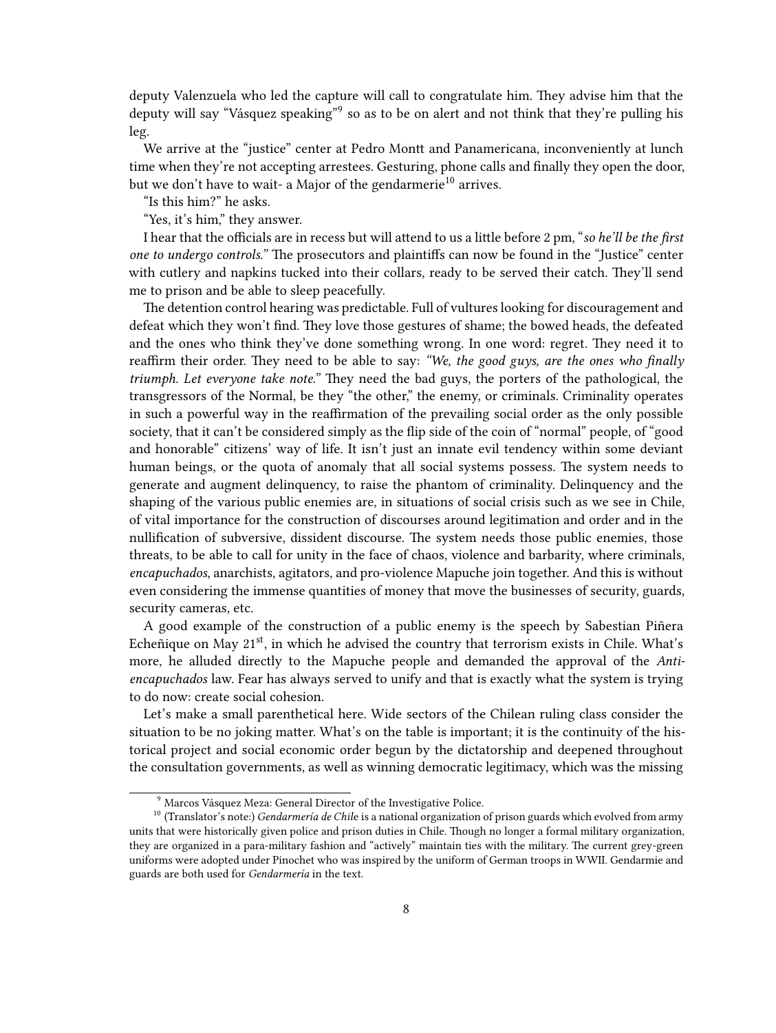deputy Valenzuela who led the capture will call to congratulate him. They advise him that the deputy will say "Vásquez speaking"[9] so as to be on alert and not think that they're pulling his leg.

We arrive at the "justice" center at Pedro Montt and Panamericana, inconveniently at lunch time when they're not accepting arrestees. Gesturing, phone calls and finally they open the door, but we don't have to wait- a Major of the gendarmerie[10] arrives.

"Is this him?" he asks.

"Yes, it's him," they answer.

I hear that the officials are in recess but will attend to us a little before 2 pm, "*so he'll be the first one to undergo controls.*" The prosecutors and plaintiffs can now be found in the "Justice" center with cutlery and napkins tucked into their collars, ready to be served their catch. They'll send me to prison and be able to sleep peacefully.

The detention control hearing was predictable. Full of vultures looking for discouragement and defeat which they won't find. They love those gestures of shame; the bowed heads, the defeated and the ones who think they've done something wrong. In one word: regret. They need it to reaffirm their order. They need to be able to say: *"We, the good guys, are the ones who finally triumph. Let everyone take note."* They need the bad guys, the porters of the pathological, the transgressors of the Normal, be they "the other," the enemy, or criminals. Criminality operates in such a powerful way in the reaffirmation of the prevailing social order as the only possible society, that it can't be considered simply as the flip side of the coin of "normal" people, of "good and honorable" citizens' way of life. It isn't just an innate evil tendency within some deviant human beings, or the quota of anomaly that all social systems possess. The system needs to generate and augment delinquency, to raise the phantom of criminality. Delinquency and the shaping of the various public enemies are, in situations of social crisis such as we see in Chile, of vital importance for the construction of discourses around legitimation and order and in the nullification of subversive, dissident discourse. The system needs those public enemies, those threats, to be able to call for unity in the face of chaos, violence and barbarity, where criminals, *encapuchados*, anarchists, agitators, and pro-violence Mapuche join together. And this is without even considering the immense quantities of money that move the businesses of security, guards, security cameras, etc.

A good example of the construction of a public enemy is the speech by Sabestian Piñera Echeñique on May 21st, in which he advised the country that terrorism exists in Chile. What's more, he alluded directly to the Mapuche people and demanded the approval of the *Anti-encapuchados* law. Fear has always served to unify and that is exactly what the system is trying to do now: create social cohesion.

Let's make a small parenthetical here. Wide sectors of the Chilean ruling class consider the situation to be no joking matter. What's on the table is important; it is the continuity of the historical project and social economic order begun by the dictatorship and deepened throughout the consultation governments, as well as winning democratic legitimacy, which was the missing

---

[9] Marcos Vásquez Meza: General Director of the Investigative Police.

[10] (Translator's note:) *Gendarmería de Chile* is a national organization of prison guards which evolved from army units that were historically given police and prison duties in Chile. Though no longer a formal military organization, they are organized in a para-military fashion and "actively" maintain ties with the military. The current grey-green uniforms were adopted under Pinochet who was inspired by the uniform of German troops in WWII. Gendarmie and guards are both used for *Gendarmería* in the text.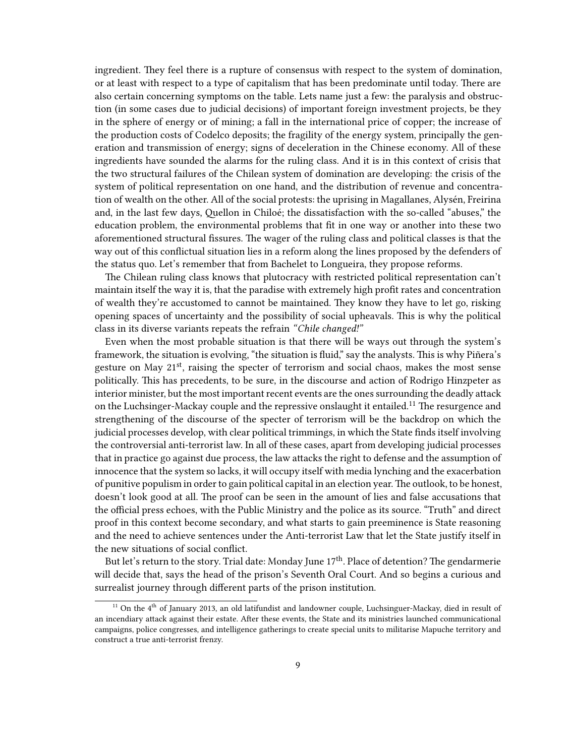ingredient. They feel there is a rupture of consensus with respect to the system of domination, or at least with respect to a type of capitalism that has been predominate until today. There are also certain concerning symptoms on the table. Lets name just a few: the paralysis and obstruction (in some cases due to judicial decisions) of important foreign investment projects, be they in the sphere of energy or of mining; a fall in the international price of copper; the increase of the production costs of Codelco deposits; the fragility of the energy system, principally the generation and transmission of energy; signs of deceleration in the Chinese economy. All of these ingredients have sounded the alarms for the ruling class. And it is in this context of crisis that the two structural failures of the Chilean system of domination are developing: the crisis of the system of political representation on one hand, and the distribution of revenue and concentration of wealth on the other. All of the social protests: the uprising in Magallanes, Alysén, Freirina and, in the last few days, Quellon in Chiloé; the dissatisfaction with the so-called "abuses," the education problem, the environmental problems that fit in one way or another into these two aforementioned structural fissures. The wager of the ruling class and political classes is that the way out of this conflictual situation lies in a reform along the lines proposed by the defenders of the status quo. Let's remember that from Bachelet to Longueira, they propose reforms.

The Chilean ruling class knows that plutocracy with restricted political representation can't maintain itself the way it is, that the paradise with extremely high profit rates and concentration of wealth they're accustomed to cannot be maintained. They know they have to let go, risking opening spaces of uncertainty and the possibility of social upheavals. This is why the political class in its diverse variants repeats the refrain *"Chile changed!"*

Even when the most probable situation is that there will be ways out through the system's framework, the situation is evolving, "the situation is fluid," say the analysts. This is why Piñera's gesture on May 21st, raising the specter of terrorism and social chaos, makes the most sense politically. This has precedents, to be sure, in the discourse and action of Rodrigo Hinzpeter as interior minister, but the most important recent events are the ones surrounding the deadly attack on the Luchsinger-Mackay couple and the repressive onslaught it entailed.[11] The resurgence and strengthening of the discourse of the specter of terrorism will be the backdrop on which the judicial processes develop, with clear political trimmings, in which the State finds itself involving the controversial anti-terrorist law. In all of these cases, apart from developing judicial processes that in practice go against due process, the law attacks the right to defense and the assumption of innocence that the system so lacks, it will occupy itself with media lynching and the exacerbation of punitive populism in order to gain political capital in an election year. The outlook, to be honest, doesn't look good at all. The proof can be seen in the amount of lies and false accusations that the official press echoes, with the Public Ministry and the police as its source. "Truth" and direct proof in this context become secondary, and what starts to gain preeminence is State reasoning and the need to achieve sentences under the Anti-terrorist Law that let the State justify itself in the new situations of social conflict.

But let's return to the story. Trial date: Monday June 17th. Place of detention? The gendarmerie will decide that, says the head of the prison's Seventh Oral Court. And so begins a curious and surrealist journey through different parts of the prison institution.

[11] On the 4th of January 2013, an old latifundist and landowner couple, Luchsinguer-Mackay, died in result of an incendiary attack against their estate. After these events, the State and its ministries launched communicational campaigns, police congresses, and intelligence gatherings to create special units to militarise Mapuche territory and construct a true anti-terrorist frenzy.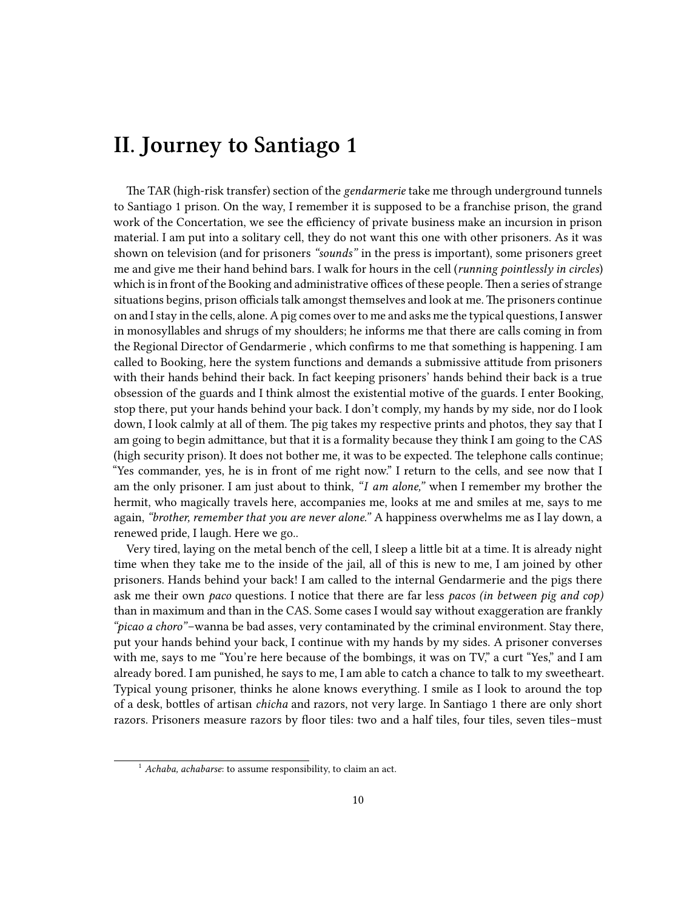# II. Journey to Santiago 1

The TAR (high-risk transfer) section of the *gendarmerie* take me through underground tunnels to Santiago 1 prison. On the way, I remember it is supposed to be a franchise prison, the grand work of the Concertation, we see the efficiency of private business make an incursion in prison material. I am put into a solitary cell, they do not want this one with other prisoners. As it was shown on television (and for prisoners *"sounds"* in the press is important), some prisoners greet me and give me their hand behind bars. I walk for hours in the cell (*running pointlessly in circles*) which is in front of the Booking and administrative offices of these people. Then a series of strange situations begins, prison officials talk amongst themselves and look at me. The prisoners continue on and I stay in the cells, alone. A pig comes over to me and asks me the typical questions, I answer in monosyllables and shrugs of my shoulders; he informs me that there are calls coming in from the Regional Director of Gendarmerie , which confirms to me that something is happening. I am called to Booking, here the system functions and demands a submissive attitude from prisoners with their hands behind their back. In fact keeping prisoners' hands behind their back is a true obsession of the guards and I think almost the existential motive of the guards. I enter Booking, stop there, put your hands behind your back. I don't comply, my hands by my side, nor do I look down, I look calmly at all of them. The pig takes my respective prints and photos, they say that I am going to begin admittance, but that it is a formality because they think I am going to the CAS (high security prison). It does not bother me, it was to be expected. The telephone calls continue; "Yes commander, yes, he is in front of me right now." I return to the cells, and see now that I am the only prisoner. I am just about to think, *"I am alone,"* when I remember my brother the hermit, who magically travels here, accompanies me, looks at me and smiles at me, says to me again, *"brother, remember that you are never alone."* A happiness overwhelms me as I lay down, a renewed pride, I laugh. Here we go..

Very tired, laying on the metal bench of the cell, I sleep a little bit at a time. It is already night time when they take me to the inside of the jail, all of this is new to me, I am joined by other prisoners. Hands behind your back! I am called to the internal Gendarmerie and the pigs there ask me their own *paco* questions. I notice that there are far less *pacos (in between pig and cop)* than in maximum and than in the CAS. Some cases I would say without exaggeration are frankly *"picao a choro"*–wanna be bad asses, very contaminated by the criminal environment. Stay there, put your hands behind your back, I continue with my hands by my sides. A prisoner converses with me, says to me "You're here because of the bombings, it was on TV," a curt "Yes," and I am already bored. I am punished, he says to me, I am able to catch a chance to talk to my sweetheart. Typical young prisoner, thinks he alone knows everything. I smile as I look to around the top of a desk, bottles of artisan *chicha* and razors, not very large. In Santiago 1 there are only short razors. Prisoners measure razors by floor tiles: two and a half tiles, four tiles, seven tiles–must

---

[1] *Achaba, achabarse*: to assume responsibility, to claim an act.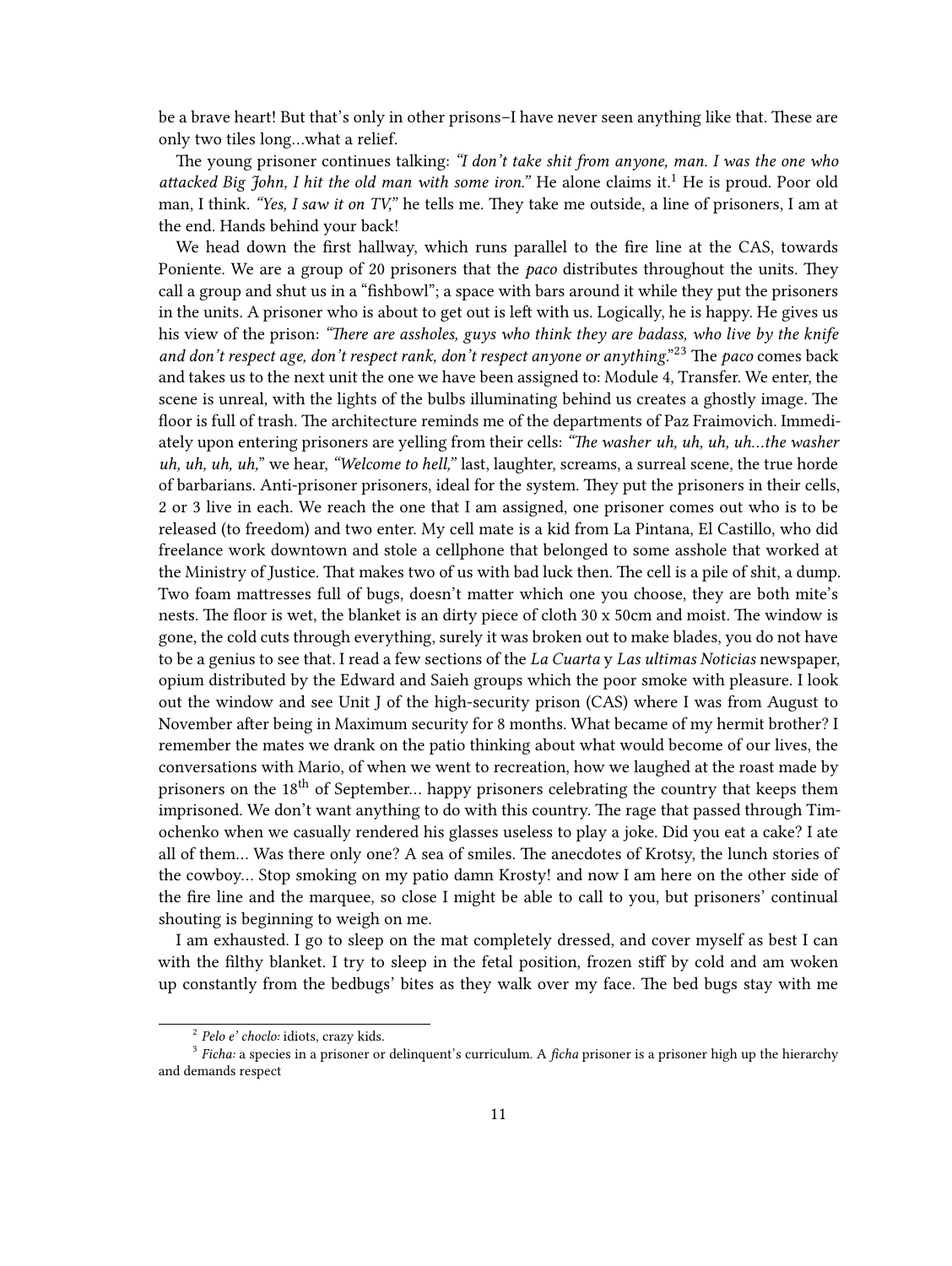be a brave heart! But that's only in other prisons–I have never seen anything like that. These are only two tiles long…what a relief.

The young prisoner continues talking: *"I don't take shit from anyone, man. I was the one who attacked Big John, I hit the old man with some iron."* He alone claims it.[1] He is proud. Poor old man, I think. *"Yes, I saw it on TV,"* he tells me. They take me outside, a line of prisoners, I am at the end. Hands behind your back!

We head down the first hallway, which runs parallel to the fire line at the CAS, towards Poniente. We are a group of 20 prisoners that the *paco* distributes throughout the units. They call a group and shut us in a "fishbowl"; a space with bars around it while they put the prisoners in the units. A prisoner who is about to get out is left with us. Logically, he is happy. He gives us his view of the prison: *"There are assholes, guys who think they are badass, who live by the knife and don't respect age, don't respect rank, don't respect anyone or anything."*[23] The *paco* comes back and takes us to the next unit the one we have been assigned to: Module 4, Transfer. We enter, the scene is unreal, with the lights of the bulbs illuminating behind us creates a ghostly image. The floor is full of trash. The architecture reminds me of the departments of Paz Fraimovich. Immediately upon entering prisoners are yelling from their cells: *"The washer uh, uh, uh, uh…the washer uh, uh, uh, uh,"* we hear, *"Welcome to hell,"* last, laughter, screams, a surreal scene, the true horde of barbarians. Anti-prisoner prisoners, ideal for the system. They put the prisoners in their cells, 2 or 3 live in each. We reach the one that I am assigned, one prisoner comes out who is to be released (to freedom) and two enter. My cell mate is a kid from La Pintana, El Castillo, who did freelance work downtown and stole a cellphone that belonged to some asshole that worked at the Ministry of Justice. That makes two of us with bad luck then. The cell is a pile of shit, a dump. Two foam mattresses full of bugs, doesn't matter which one you choose, they are both mite's nests. The floor is wet, the blanket is an dirty piece of cloth 30 x 50cm and moist. The window is gone, the cold cuts through everything, surely it was broken out to make blades, you do not have to be a genius to see that. I read a few sections of the *La Cuarta* y *Las ultimas Noticias* newspaper, opium distributed by the Edward and Saieh groups which the poor smoke with pleasure. I look out the window and see Unit J of the high-security prison (CAS) where I was from August to November after being in Maximum security for 8 months. What became of my hermit brother? I remember the mates we drank on the patio thinking about what would become of our lives, the conversations with Mario, of when we went to recreation, how we laughed at the roast made by prisoners on the 18th of September… happy prisoners celebrating the country that keeps them imprisoned. We don't want anything to do with this country. The rage that passed through Timochenko when we casually rendered his glasses useless to play a joke. Did you eat a cake? I ate all of them… Was there only one? A sea of smiles. The anecdotes of Krotsy, the lunch stories of the cowboy… Stop smoking on my patio damn Krosty! and now I am here on the other side of the fire line and the marquee, so close I might be able to call to you, but prisoners' continual shouting is beginning to weigh on me.

I am exhausted. I go to sleep on the mat completely dressed, and cover myself as best I can with the filthy blanket. I try to sleep in the fetal position, frozen stiff by cold and am woken up constantly from the bedbugs' bites as they walk over my face. The bed bugs stay with me

---

[2] *Pelo e' choclo:* idiots, crazy kids.

[3] *Ficha:* a species in a prisoner or delinquent's curriculum. A *ficha* prisoner is a prisoner high up the hierarchy and demands respect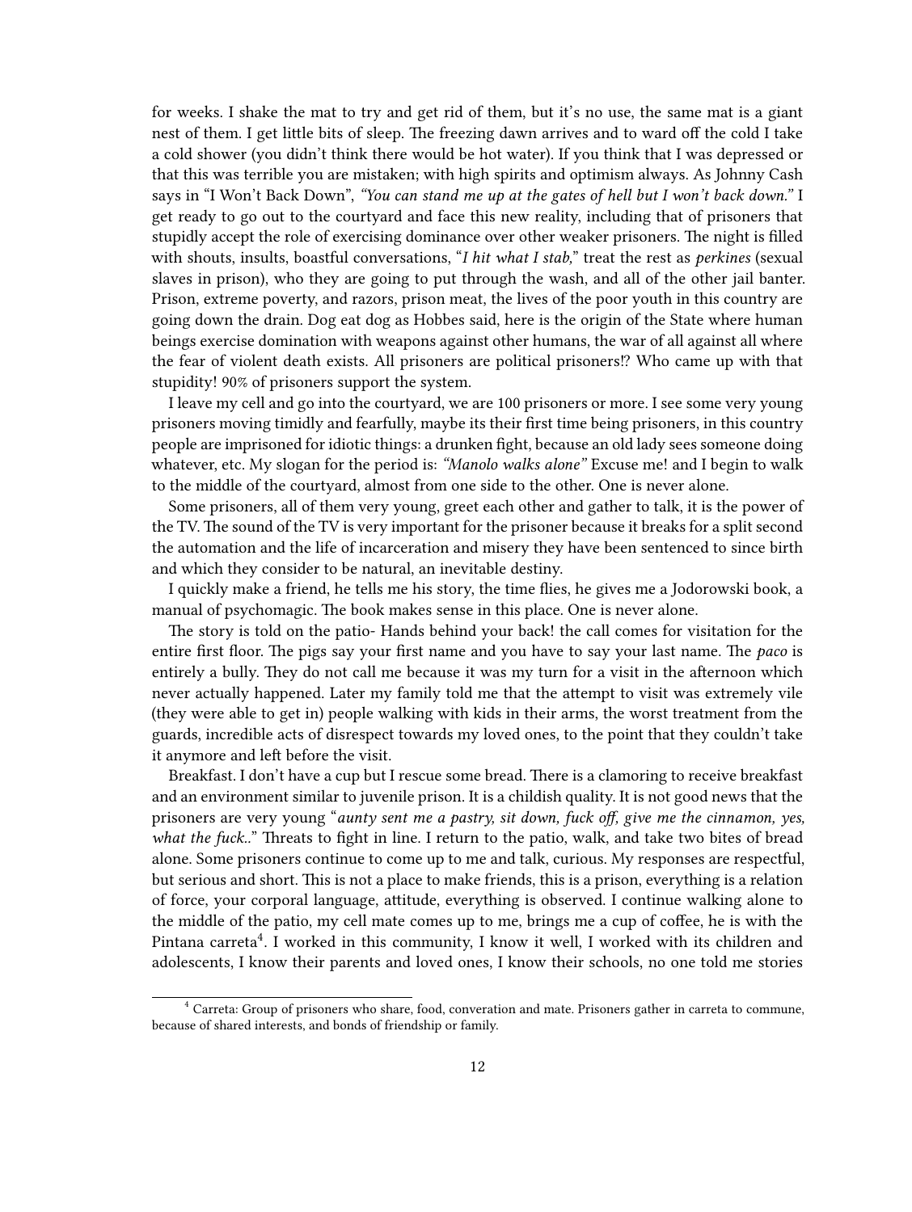for weeks. I shake the mat to try and get rid of them, but it's no use, the same mat is a giant nest of them. I get little bits of sleep. The freezing dawn arrives and to ward off the cold I take a cold shower (you didn't think there would be hot water). If you think that I was depressed or that this was terrible you are mistaken; with high spirits and optimism always. As Johnny Cash says in "I Won't Back Down", *"You can stand me up at the gates of hell but I won't back down."* I get ready to go out to the courtyard and face this new reality, including that of prisoners that stupidly accept the role of exercising dominance over other weaker prisoners. The night is filled with shouts, insults, boastful conversations, "*I hit what I stab,*" treat the rest as *perkines* (sexual slaves in prison), who they are going to put through the wash, and all of the other jail banter. Prison, extreme poverty, and razors, prison meat, the lives of the poor youth in this country are going down the drain. Dog eat dog as Hobbes said, here is the origin of the State where human beings exercise domination with weapons against other humans, the war of all against all where the fear of violent death exists. All prisoners are political prisoners!? Who came up with that stupidity! 90% of prisoners support the system.

I leave my cell and go into the courtyard, we are 100 prisoners or more. I see some very young prisoners moving timidly and fearfully, maybe its their first time being prisoners, in this country people are imprisoned for idiotic things: a drunken fight, because an old lady sees someone doing whatever, etc. My slogan for the period is: *"Manolo walks alone"* Excuse me! and I begin to walk to the middle of the courtyard, almost from one side to the other. One is never alone.

Some prisoners, all of them very young, greet each other and gather to talk, it is the power of the TV. The sound of the TV is very important for the prisoner because it breaks for a split second the automation and the life of incarceration and misery they have been sentenced to since birth and which they consider to be natural, an inevitable destiny.

I quickly make a friend, he tells me his story, the time flies, he gives me a Jodorowski book, a manual of psychomagic. The book makes sense in this place. One is never alone.

The story is told on the patio- Hands behind your back! the call comes for visitation for the entire first floor. The pigs say your first name and you have to say your last name. The *paco* is entirely a bully. They do not call me because it was my turn for a visit in the afternoon which never actually happened. Later my family told me that the attempt to visit was extremely vile (they were able to get in) people walking with kids in their arms, the worst treatment from the guards, incredible acts of disrespect towards my loved ones, to the point that they couldn't take it anymore and left before the visit.

Breakfast. I don't have a cup but I rescue some bread. There is a clamoring to receive breakfast and an environment similar to juvenile prison. It is a childish quality. It is not good news that the prisoners are very young "*aunty sent me a pastry, sit down, fuck off, give me the cinnamon, yes, what the fuck..*" Threats to fight in line. I return to the patio, walk, and take two bites of bread alone. Some prisoners continue to come up to me and talk, curious. My responses are respectful, but serious and short. This is not a place to make friends, this is a prison, everything is a relation of force, your corporal language, attitude, everything is observed. I continue walking alone to the middle of the patio, my cell mate comes up to me, brings me a cup of coffee, he is with the Pintana carreta[4]. I worked in this community, I know it well, I worked with its children and adolescents, I know their parents and loved ones, I know their schools, no one told me stories

[4] Carreta: Group of prisoners who share, food, converation and mate. Prisoners gather in carreta to commune, because of shared interests, and bonds of friendship or family.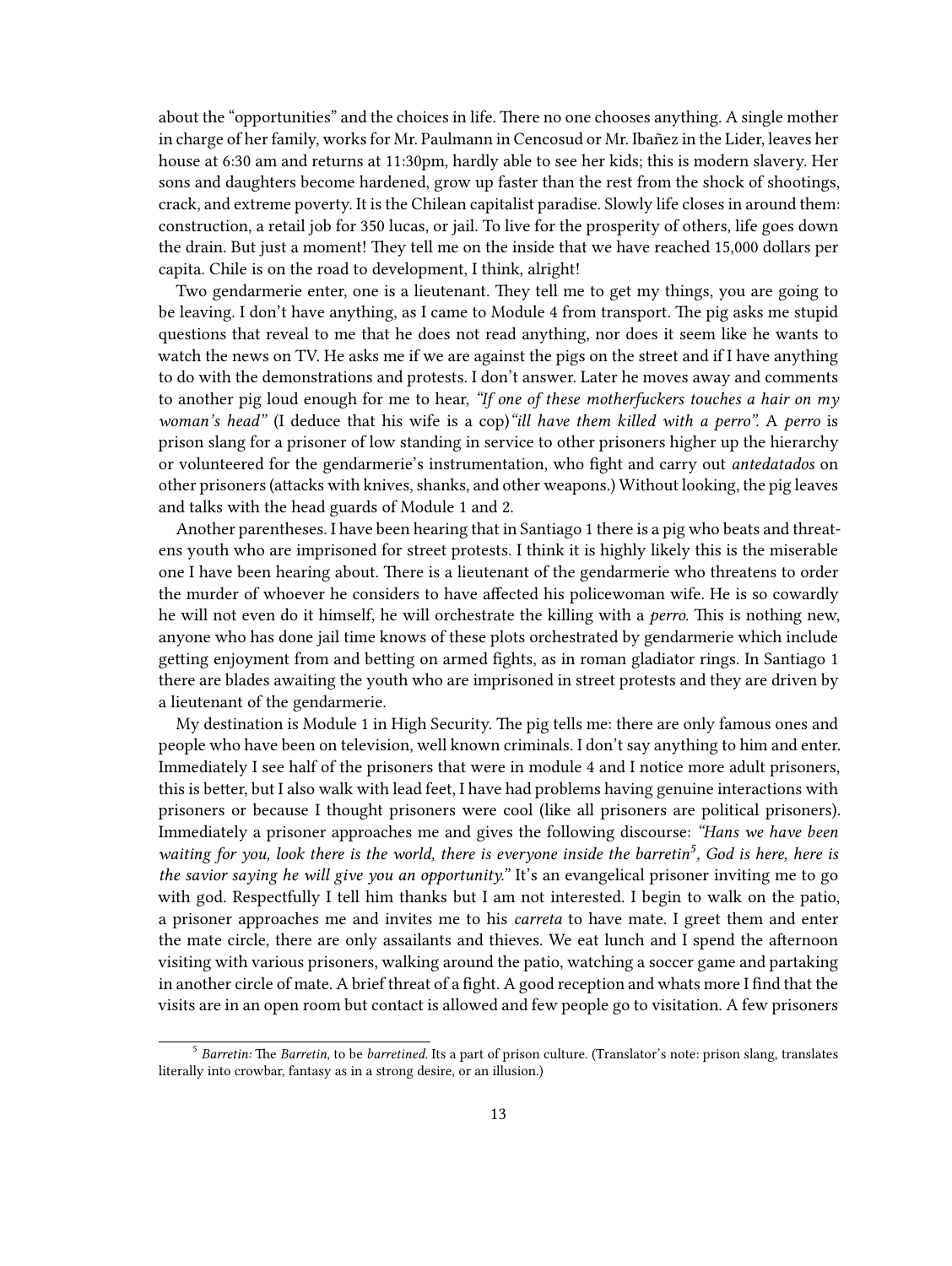about the "opportunities" and the choices in life. There no one chooses anything. A single mother in charge of her family, works for Mr. Paulmann in Cencosud or Mr. Ibañez in the Lider, leaves her house at 6:30 am and returns at 11:30pm, hardly able to see her kids; this is modern slavery. Her sons and daughters become hardened, grow up faster than the rest from the shock of shootings, crack, and extreme poverty. It is the Chilean capitalist paradise. Slowly life closes in around them: construction, a retail job for 350 lucas, or jail. To live for the prosperity of others, life goes down the drain. But just a moment! They tell me on the inside that we have reached 15,000 dollars per capita. Chile is on the road to development, I think, alright!

Two gendarmerie enter, one is a lieutenant. They tell me to get my things, you are going to be leaving. I don't have anything, as I came to Module 4 from transport. The pig asks me stupid questions that reveal to me that he does not read anything, nor does it seem like he wants to watch the news on TV. He asks me if we are against the pigs on the street and if I have anything to do with the demonstrations and protests. I don't answer. Later he moves away and comments to another pig loud enough for me to hear, *"If one of these motherfuckers touches a hair on my woman's head"* (I deduce that his wife is a cop)*"ill have them killed with a perro".* A *perro* is prison slang for a prisoner of low standing in service to other prisoners higher up the hierarchy or volunteered for the gendarmerie's instrumentation, who fight and carry out *antedatados* on other prisoners (attacks with knives, shanks, and other weapons.) Without looking, the pig leaves and talks with the head guards of Module 1 and 2.

Another parentheses. I have been hearing that in Santiago 1 there is a pig who beats and threatens youth who are imprisoned for street protests. I think it is highly likely this is the miserable one I have been hearing about. There is a lieutenant of the gendarmerie who threatens to order the murder of whoever he considers to have affected his policewoman wife. He is so cowardly he will not even do it himself, he will orchestrate the killing with a *perro*. This is nothing new, anyone who has done jail time knows of these plots orchestrated by gendarmerie which include getting enjoyment from and betting on armed fights, as in roman gladiator rings. In Santiago 1 there are blades awaiting the youth who are imprisoned in street protests and they are driven by a lieutenant of the gendarmerie.

My destination is Module 1 in High Security. The pig tells me: there are only famous ones and people who have been on television, well known criminals. I don't say anything to him and enter. Immediately I see half of the prisoners that were in module 4 and I notice more adult prisoners, this is better, but I also walk with lead feet, I have had problems having genuine interactions with prisoners or because I thought prisoners were cool (like all prisoners are political prisoners). Immediately a prisoner approaches me and gives the following discourse: *"Hans we have been waiting for you, look there is the world, there is everyone inside the barretin*[5]*, God is here, here is the savior saying he will give you an opportunity."* It's an evangelical prisoner inviting me to go with god. Respectfully I tell him thanks but I am not interested. I begin to walk on the patio, a prisoner approaches me and invites me to his *carreta* to have mate. I greet them and enter the mate circle, there are only assailants and thieves. We eat lunch and I spend the afternoon visiting with various prisoners, walking around the patio, watching a soccer game and partaking in another circle of mate. A brief threat of a fight. A good reception and whats more I find that the visits are in an open room but contact is allowed and few people go to visitation. A few prisoners

[5] *Barretin:* The *Barretin*, to be *barretined.* Its a part of prison culture. (Translator's note: prison slang, translates literally into crowbar, fantasy as in a strong desire, or an illusion.)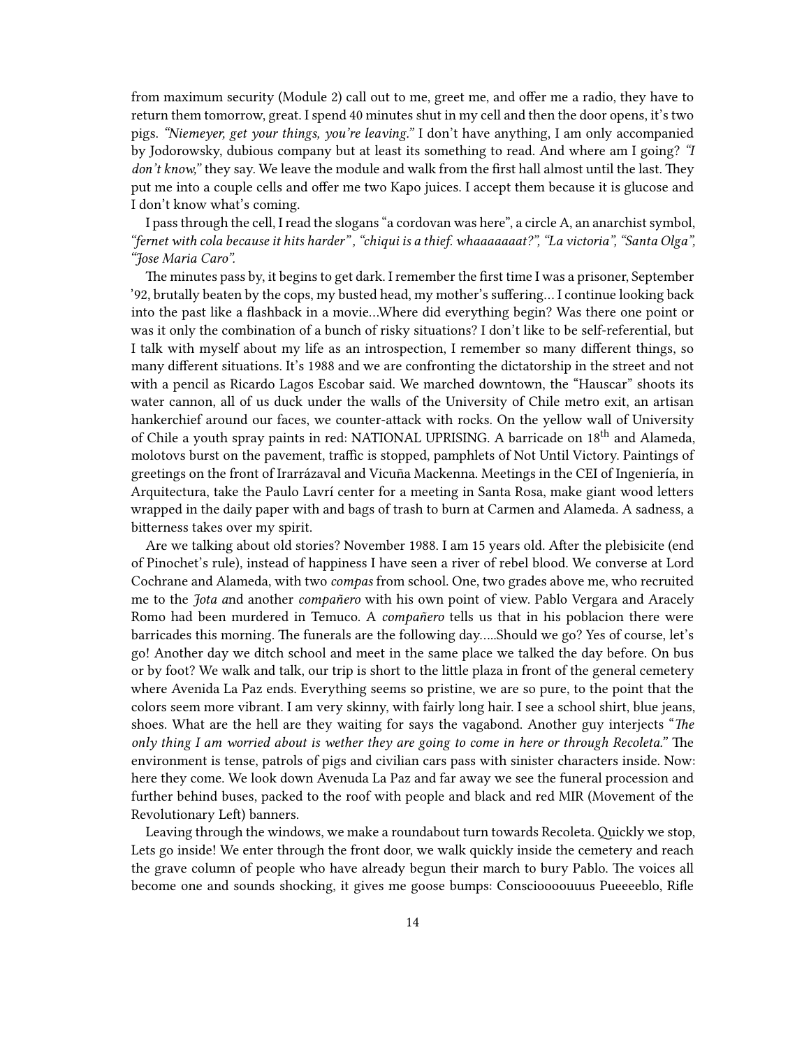from maximum security (Module 2) call out to me, greet me, and offer me a radio, they have to return them tomorrow, great. I spend 40 minutes shut in my cell and then the door opens, it's two pigs. *"Niemeyer, get your things, you're leaving."* I don't have anything, I am only accompanied by Jodorowsky, dubious company but at least its something to read. And where am I going? *"I don't know,"* they say. We leave the module and walk from the first hall almost until the last. They put me into a couple cells and offer me two Kapo juices. I accept them because it is glucose and I don't know what's coming.

I pass through the cell, I read the slogans "a cordovan was here", a circle A, an anarchist symbol, *"fernet with cola because it hits harder", "chiqui is a thief. whaaaaaaat?", "La victoria", "Santa Olga", "Jose Maria Caro".*

The minutes pass by, it begins to get dark. I remember the first time I was a prisoner, September '92, brutally beaten by the cops, my busted head, my mother's suffering… I continue looking back into the past like a flashback in a movie…Where did everything begin? Was there one point or was it only the combination of a bunch of risky situations? I don't like to be self-referential, but I talk with myself about my life as an introspection, I remember so many different things, so many different situations. It's 1988 and we are confronting the dictatorship in the street and not with a pencil as Ricardo Lagos Escobar said. We marched downtown, the "Hauscar" shoots its water cannon, all of us duck under the walls of the University of Chile metro exit, an artisan hankerchief around our faces, we counter-attack with rocks. On the yellow wall of University of Chile a youth spray paints in red: NATIONAL UPRISING. A barricade on 18th and Alameda, molotovs burst on the pavement, traffic is stopped, pamphlets of Not Until Victory. Paintings of greetings on the front of Irarrázaval and Vicuña Mackenna. Meetings in the CEI of Ingeniería, in Arquitectura, take the Paulo Lavrí center for a meeting in Santa Rosa, make giant wood letters wrapped in the daily paper with and bags of trash to burn at Carmen and Alameda. A sadness, a bitterness takes over my spirit.

Are we talking about old stories? November 1988. I am 15 years old. After the plebisicite (end of Pinochet's rule), instead of happiness I have seen a river of rebel blood. We converse at Lord Cochrane and Alameda, with two *compas* from school. One, two grades above me, who recruited me to the *Jota a*nd another *compañero* with his own point of view. Pablo Vergara and Aracely Romo had been murdered in Temuco. A *compañero* tells us that in his poblacion there were barricades this morning. The funerals are the following day…..Should we go? Yes of course, let's go! Another day we ditch school and meet in the same place we talked the day before. On bus or by foot? We walk and talk, our trip is short to the little plaza in front of the general cemetery where Avenida La Paz ends. Everything seems so pristine, we are so pure, to the point that the colors seem more vibrant. I am very skinny, with fairly long hair. I see a school shirt, blue jeans, shoes. What are the hell are they waiting for says the vagabond. Another guy interjects "*The only thing I am worried about is wether they are going to come in here or through Recoleta."* The environment is tense, patrols of pigs and civilian cars pass with sinister characters inside. Now: here they come. We look down Avenuda La Paz and far away we see the funeral procession and further behind buses, packed to the roof with people and black and red MIR (Movement of the Revolutionary Left) banners.

Leaving through the windows, we make a roundabout turn towards Recoleta. Quickly we stop, Lets go inside! We enter through the front door, we walk quickly inside the cemetery and reach the grave column of people who have already begun their march to bury Pablo. The voices all become one and sounds shocking, it gives me goose bumps: Consciooooouuus Pueeeeblo, Rifle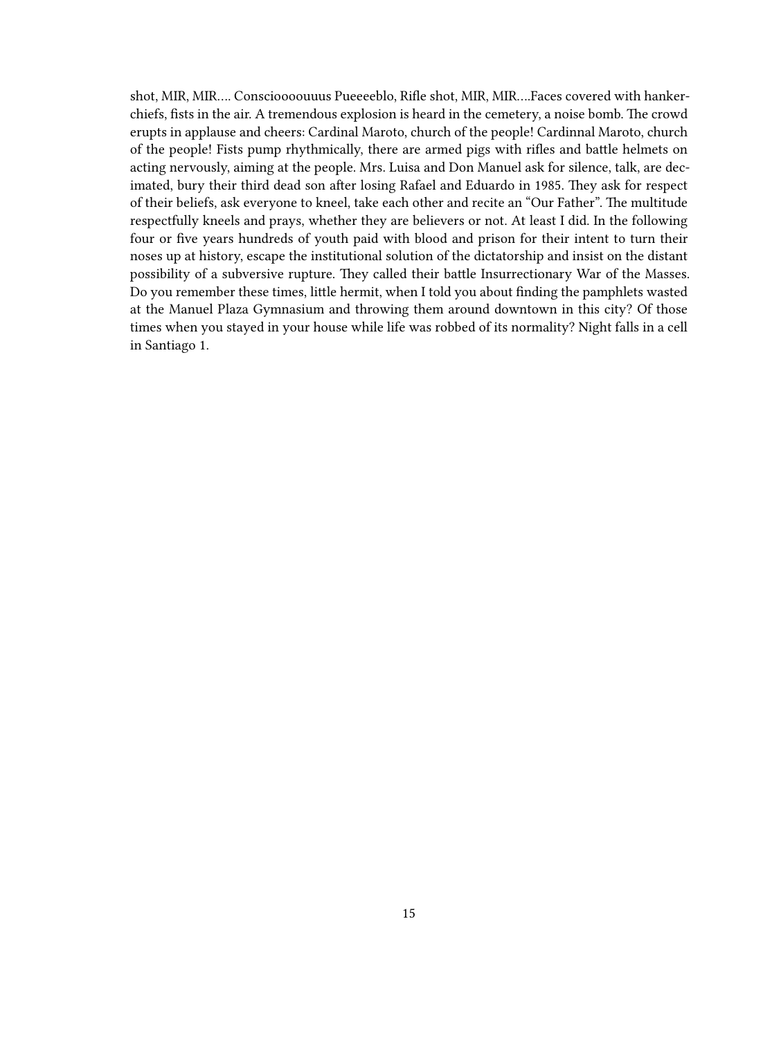shot, MIR, MIR…. Consciooooouuus Pueeeeblo, Rifle shot, MIR, MIR….Faces covered with handkerchiefs, fists in the air. A tremendous explosion is heard in the cemetery, a noise bomb. The crowd erupts in applause and cheers: Cardinal Maroto, church of the people! Cardinnal Maroto, church of the people! Fists pump rhythmically, there are armed pigs with rifles and battle helmets on acting nervously, aiming at the people. Mrs. Luisa and Don Manuel ask for silence, talk, are decimated, bury their third dead son after losing Rafael and Eduardo in 1985. They ask for respect of their beliefs, ask everyone to kneel, take each other and recite an "Our Father". The multitude respectfully kneels and prays, whether they are believers or not. At least I did. In the following four or five years hundreds of youth paid with blood and prison for their intent to turn their noses up at history, escape the institutional solution of the dictatorship and insist on the distant possibility of a subversive rupture. They called their battle Insurrectionary War of the Masses. Do you remember these times, little hermit, when I told you about finding the pamphlets wasted at the Manuel Plaza Gymnasium and throwing them around downtown in this city? Of those times when you stayed in your house while life was robbed of its normality? Night falls in a cell in Santiago 1.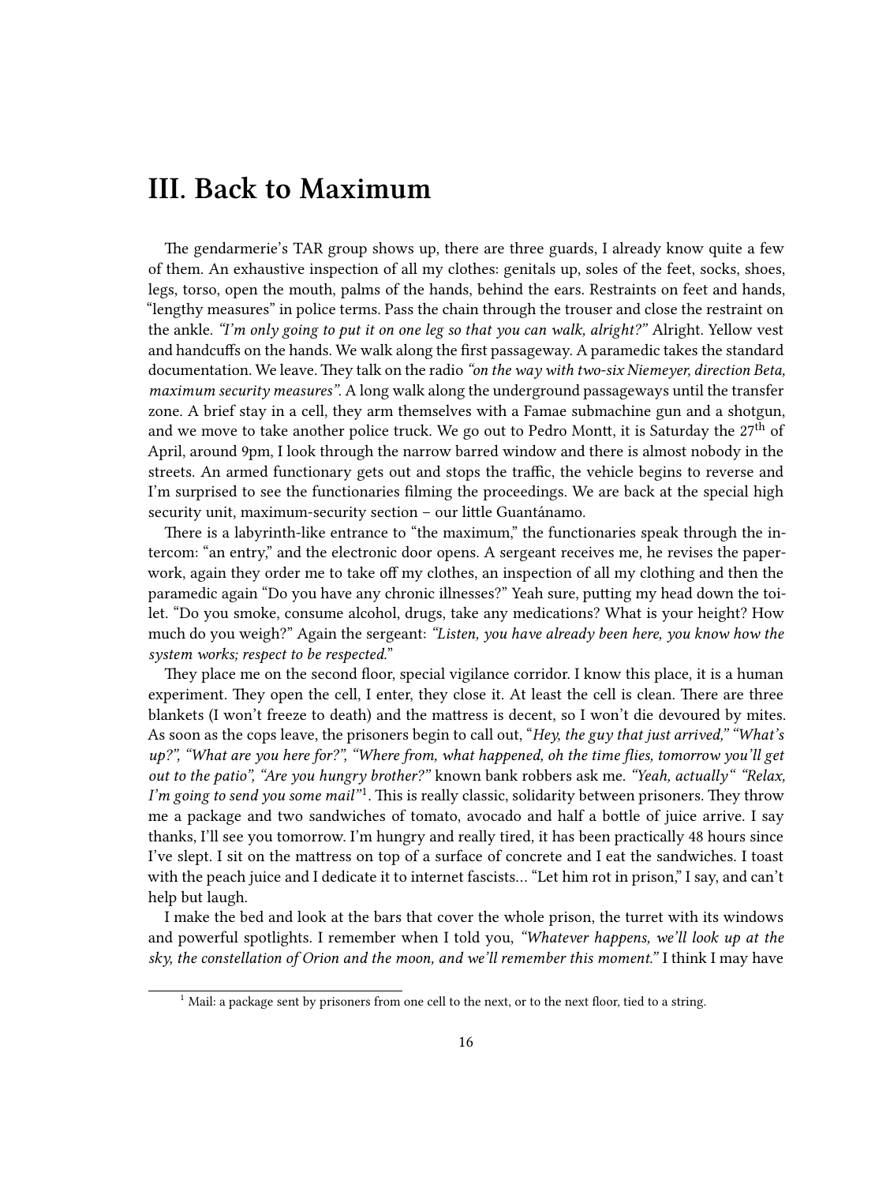## III. Back to Maximum

The gendarmerie's TAR group shows up, there are three guards, I already know quite a few of them. An exhaustive inspection of all my clothes: genitals up, soles of the feet, socks, shoes, legs, torso, open the mouth, palms of the hands, behind the ears. Restraints on feet and hands, "lengthy measures" in police terms. Pass the chain through the trouser and close the restraint on the ankle. *"I'm only going to put it on one leg so that you can walk, alright?"* Alright. Yellow vest and handcuffs on the hands. We walk along the first passageway. A paramedic takes the standard documentation. We leave. They talk on the radio *"on the way with two-six Niemeyer, direction Beta, maximum security measures"*. A long walk along the underground passageways until the transfer zone. A brief stay in a cell, they arm themselves with a Famae submachine gun and a shotgun, and we move to take another police truck. We go out to Pedro Montt, it is Saturday the 27th of April, around 9pm, I look through the narrow barred window and there is almost nobody in the streets. An armed functionary gets out and stops the traffic, the vehicle begins to reverse and I'm surprised to see the functionaries filming the proceedings. We are back at the special high security unit, maximum-security section – our little Guantánamo.

There is a labyrinth-like entrance to "the maximum," the functionaries speak through the intercom: "an entry," and the electronic door opens. A sergeant receives me, he revises the paperwork, again they order me to take off my clothes, an inspection of all my clothing and then the paramedic again "Do you have any chronic illnesses?" Yeah sure, putting my head down the toilet. "Do you smoke, consume alcohol, drugs, take any medications? What is your height? How much do you weigh?" Again the sergeant: *"Listen, you have already been here, you know how the system works; respect to be respected."*

They place me on the second floor, special vigilance corridor. I know this place, it is a human experiment. They open the cell, I enter, they close it. At least the cell is clean. There are three blankets (I won't freeze to death) and the mattress is decent, so I won't die devoured by mites. As soon as the cops leave, the prisoners begin to call out, "*Hey, the guy that just arrived," "What's up?", "What are you here for?", "Where from, what happened, oh the time flies, tomorrow you'll get out to the patio", "Are you hungry brother?"* known bank robbers ask me. *"Yeah, actually" "Relax, I'm going to send you some mail"*[1]. This is really classic, solidarity between prisoners. They throw me a package and two sandwiches of tomato, avocado and half a bottle of juice arrive. I say thanks, I'll see you tomorrow. I'm hungry and really tired, it has been practically 48 hours since I've slept. I sit on the mattress on top of a surface of concrete and I eat the sandwiches. I toast with the peach juice and I dedicate it to internet fascists… "Let him rot in prison," I say, and can't help but laugh.

I make the bed and look at the bars that cover the whole prison, the turret with its windows and powerful spotlights. I remember when I told you, *"Whatever happens, we'll look up at the sky, the constellation of Orion and the moon, and we'll remember this moment."* I think I may have

[1] Mail: a package sent by prisoners from one cell to the next, or to the next floor, tied to a string.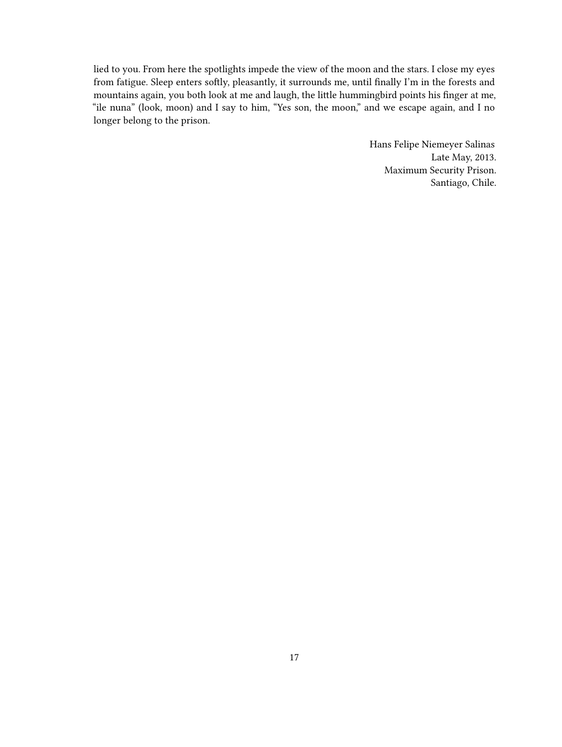lied to you. From here the spotlights impede the view of the moon and the stars. I close my eyes from fatigue. Sleep enters softly, pleasantly, it surrounds me, until finally I'm in the forests and mountains again, you both look at me and laugh, the little hummingbird points his finger at me, "ile nuna" (look, moon) and I say to him, "Yes son, the moon," and we escape again, and I no longer belong to the prison.

Hans Felipe Niemeyer Salinas  
Late May, 2013.  
Maximum Security Prison.  
Santiago, Chile.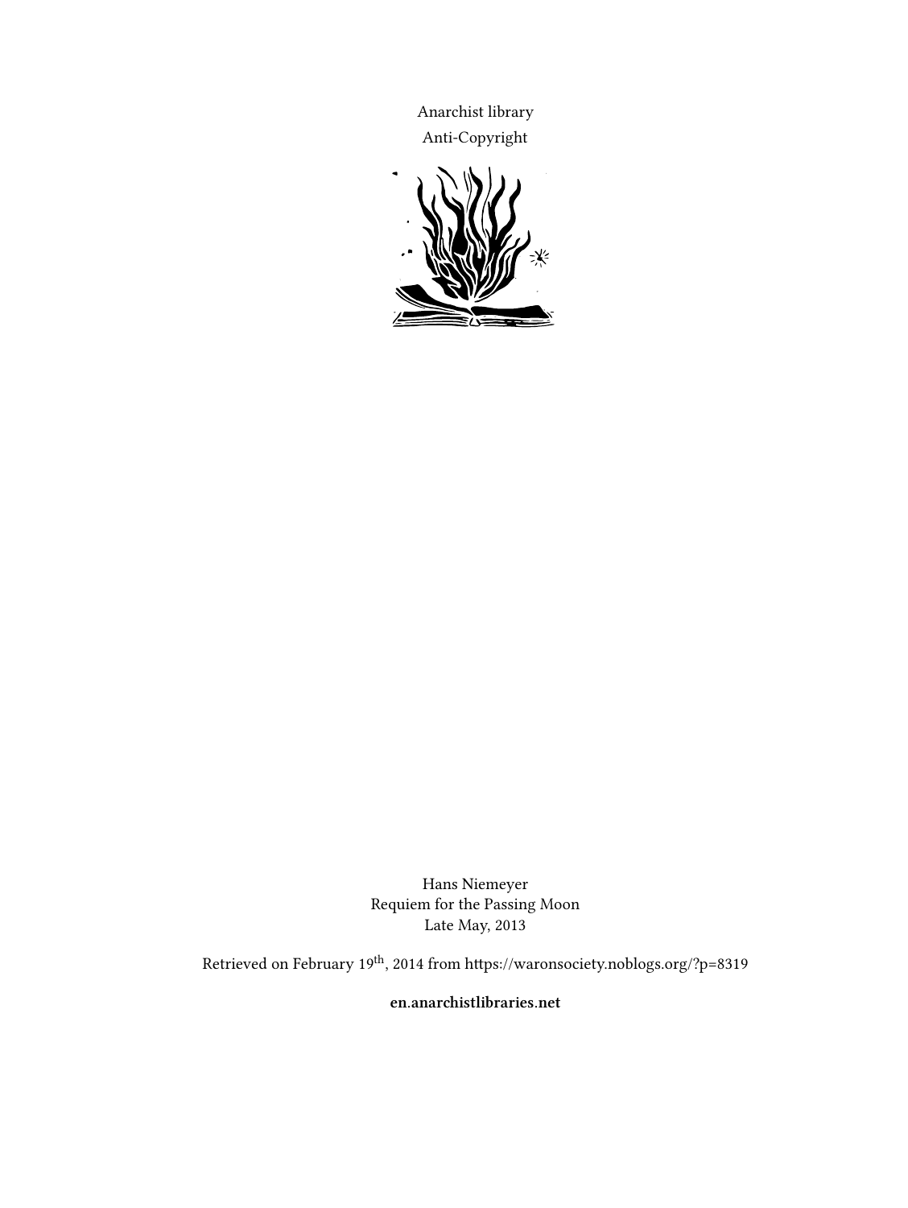Anarchist library
Anti-Copyright

Hans Niemeyer
Requiem for the Passing Moon
Late May, 2013

Retrieved on February 19th, 2014 from https://waronsociety.noblogs.org/?p=8319

**en.anarchistlibraries.net**